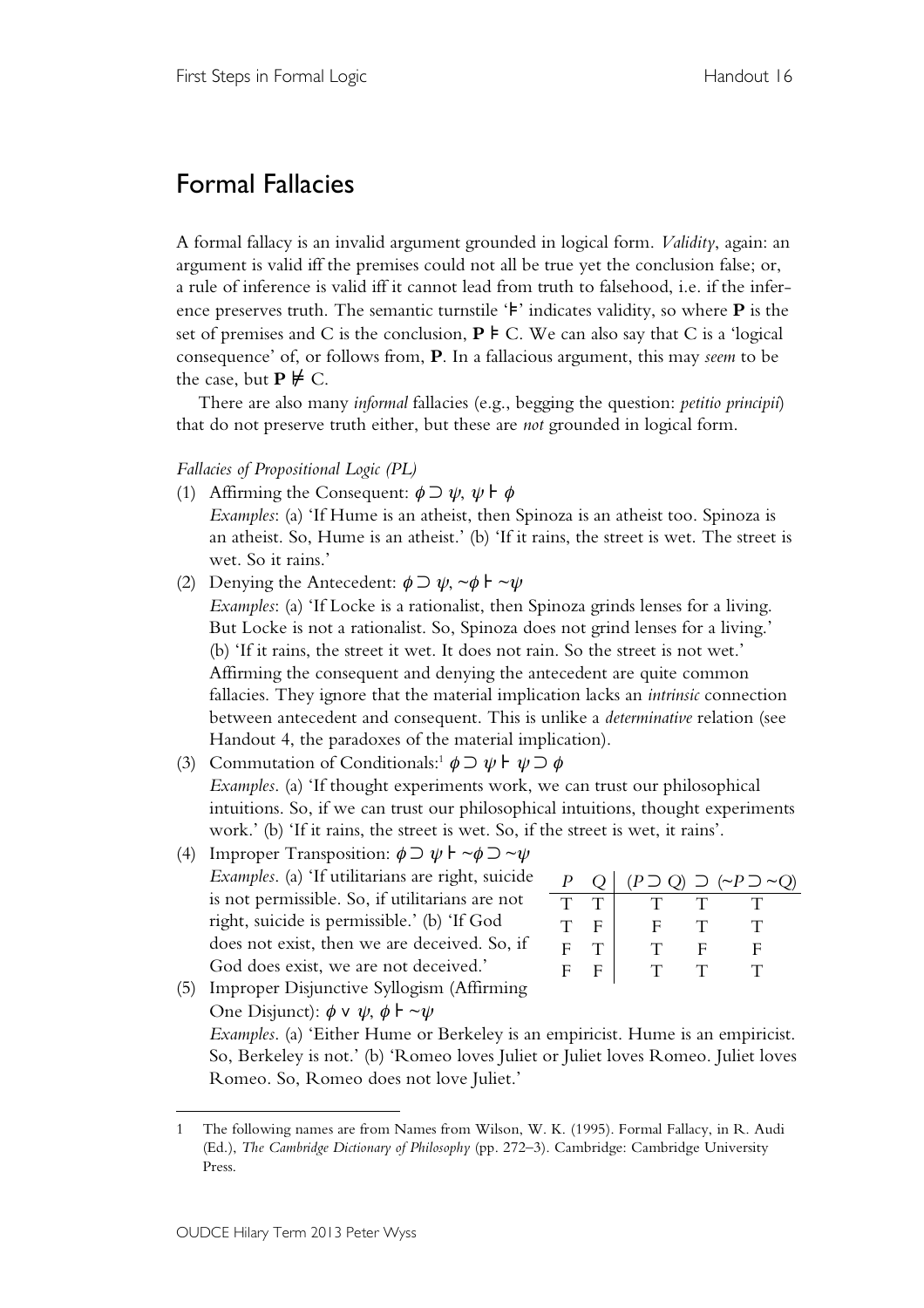# Formal Fallacies

A formal fallacy is an invalid argument grounded in logical form. *Validity*, again: an argument is valid iff the premises could not all be true yet the conclusion false; or, a rule of inference is valid iff it cannot lead from truth to falsehood, i.e. if the inference preserves truth. The semantic turnstile '$\vDash$' indicates validity, so where **P** is the set of premises and C is the conclusion, $\mathbf{P} \vDash C$. We can also say that C is a 'logical consequence' of, or follows from, **P**. In a fallacious argument, this may *seem* to be the case, but $\mathbf{P} \nvDash C$.

There are also many *informal* fallacies (e.g., begging the question: *petitio principii*) that do not preserve truth either, but these are *not* grounded in logical form.

*Fallacies of Propositional Logic (PL)*

(1) Affirming the Consequent: $\phi \supset \psi, \psi \vdash \phi$
*Examples*: (a) 'If Hume is an atheist, then Spinoza is an atheist too. Spinoza is an atheist. So, Hume is an atheist.' (b) 'If it rains, the street is wet. The street is wet. So it rains.'

(2) Denying the Antecedent: $\phi \supset \psi, \sim\phi \vdash \sim\psi$
*Examples*: (a) 'If Locke is a rationalist, then Spinoza grinds lenses for a living. But Locke is not a rationalist. So, Spinoza does not grind lenses for a living.' (b) 'If it rains, the street it wet. It does not rain. So the street is not wet.'
Affirming the consequent and denying the antecedent are quite common fallacies. They ignore that the material implication lacks an *intrinsic* connection between antecedent and consequent. This is unlike a *determinative* relation (see Handout 4, the paradoxes of the material implication).

(3) Commutation of Conditionals:[1] $\phi \supset \psi \vdash \psi \supset \phi$
*Examples*. (a) 'If thought experiments work, we can trust our philosophical intuitions. So, if we can trust our philosophical intuitions, thought experiments work.' (b) 'If it rains, the street is wet. So, if the street is wet, it rains'.

(4) Improper Transposition: $\phi \supset \psi \vdash \sim\phi \supset \sim\psi$
*Examples*. (a) 'If utilitarians are right, suicide is not permissible. So, if utilitarians are not right, suicide is permissible.' (b) 'If God does not exist, then we are deceived. So, if God does exist, we are not deceived.'

| $P$ | $Q$ | $(P \supset Q)$ | $\supset$ | $(\sim P \supset \sim Q)$ |
|---|---|---|---|---|
| T | T | T | T | T |
| T | F | F | T | T |
| F | T | T | F | F |
| F | F | T | T | T |

(5) Improper Disjunctive Syllogism (Affirming One Disjunct): $\phi \vee \psi, \phi \vdash \sim\psi$
*Examples*. (a) 'Either Hume or Berkeley is an empiricist. Hume is an empiricist. So, Berkeley is not.' (b) 'Romeo loves Juliet or Juliet loves Romeo. Juliet loves Romeo. So, Romeo does not love Juliet.'

---

[1] The following names are from Names from Wilson, W. K. (1995). Formal Fallacy, in R. Audi (Ed.), *The Cambridge Dictionary of Philosophy* (pp. 272–3). Cambridge: Cambridge University Press.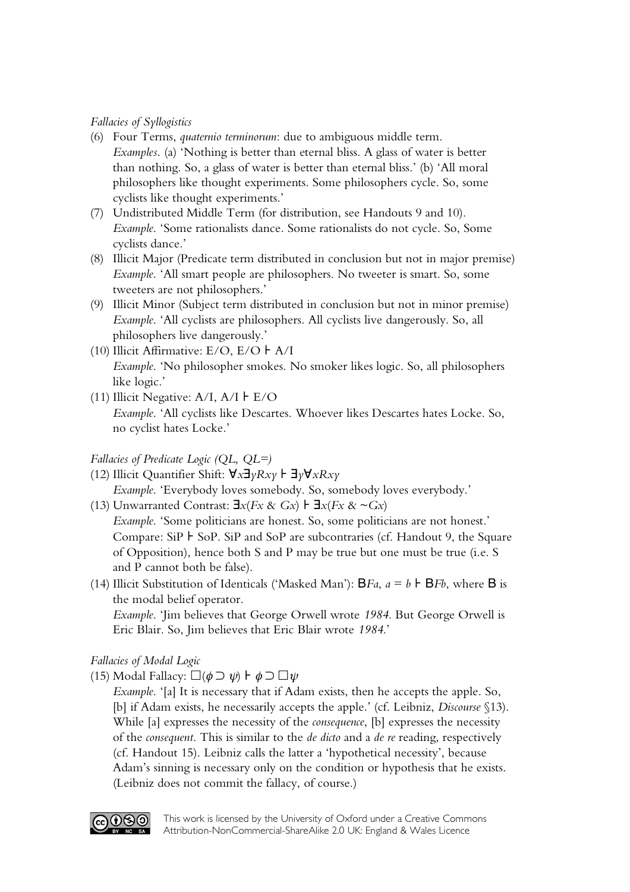*Fallacies of Syllogistics*

(6) Four Terms, *quaternio terminorum*: due to ambiguous middle term.
*Examples*. (a) 'Nothing is better than eternal bliss. A glass of water is better than nothing. So, a glass of water is better than eternal bliss.' (b) 'All moral philosophers like thought experiments. Some philosophers cycle. So, some cyclists like thought experiments.'

(7) Undistributed Middle Term (for distribution, see Handouts 9 and 10).
*Example*. 'Some rationalists dance. Some rationalists do not cycle. So, Some cyclists dance.'

(8) Illicit Major (Predicate term distributed in conclusion but not in major premise)
*Example*. 'All smart people are philosophers. No tweeter is smart. So, some tweeters are not philosophers.'

(9) Illicit Minor (Subject term distributed in conclusion but not in minor premise)
*Example*. 'All cyclists are philosophers. All cyclists live dangerously. So, all philosophers live dangerously.'

(10) Illicit Affirmative: E/O, E/O ⊦ A/I
*Example*. 'No philosopher smokes. No smoker likes logic. So, all philosophers like logic.'

(11) Illicit Negative: A/I, A/I ⊦ E/O
*Example*. 'All cyclists like Descartes. Whoever likes Descartes hates Locke. So, no cyclist hates Locke.'

*Fallacies of Predicate Logic (QL, QL=)*

(12) Illicit Quantifier Shift: $\forall x \exists y Rxy \vdash \exists y \forall x Rxy$
*Example*. 'Everybody loves somebody. So, somebody loves everybody.'

(13) Unwarranted Contrast: $\exists x(Fx \mathbin{\&} Gx) \vdash \exists x(Fx \mathbin{\&} {\sim}Gx)$
*Example*. 'Some politicians are honest. So, some politicians are not honest.' Compare: SiP ⊦ SoP. SiP and SoP are subcontraries (cf. Handout 9, the Square of Opposition), hence both S and P may be true but one must be true (i.e. S and P cannot both be false).

(14) Illicit Substitution of Identicals ('Masked Man'): $\mathsf{B}Fa$, $a = b \vdash \mathsf{B}Fb$, where $\mathsf{B}$ is the modal belief operator.
*Example*. 'Jim believes that George Orwell wrote *1984*. But George Orwell is Eric Blair. So, Jim believes that Eric Blair wrote *1984*.'

*Fallacies of Modal Logic*

(15) Modal Fallacy: $\Box(\phi \supset \psi) \vdash \phi \supset \Box\psi$
*Example*. '[a] It is necessary that if Adam exists, then he accepts the apple. So, [b] if Adam exists, he necessarily accepts the apple.' (cf. Leibniz, *Discourse* §13). While [a] expresses the necessity of the *consequence*, [b] expresses the necessity of the *consequent*. This is similar to the *de dicto* and a *de re* reading, respectively (cf. Handout 15). Leibniz calls the latter a 'hypothetical necessity', because Adam's sinning is necessary only on the condition or hypothesis that he exists. (Leibniz does not commit the fallacy, of course.)

This work is licensed by the University of Oxford under a Creative Commons Attribution-NonCommercial-ShareAlike 2.0 UK: England & Wales Licence